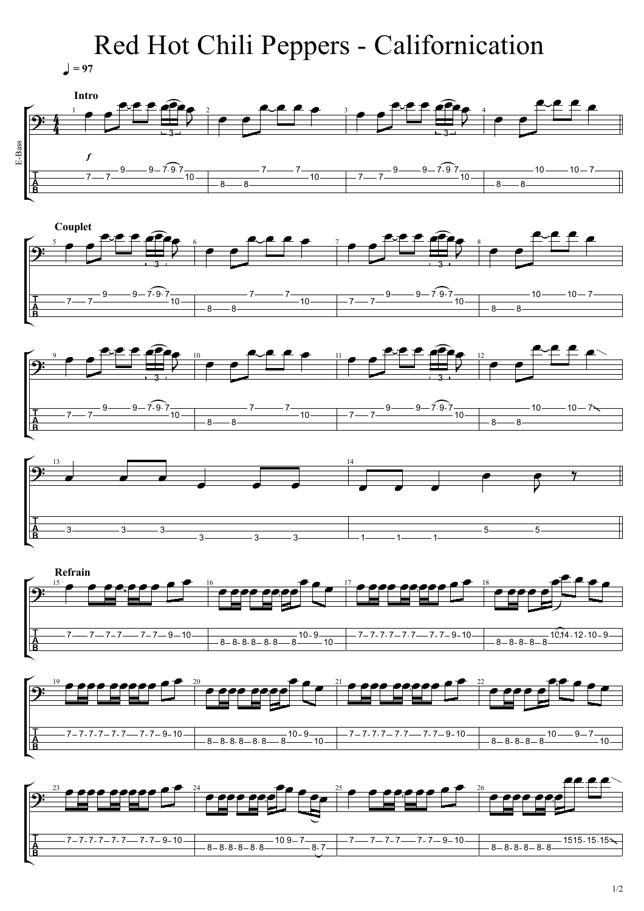# Red Hot Chili Peppers - Californication

♩ = 97

E-Bass

**Intro**

```
     1                                    2                          3                                    4
T |----------9-----9--7-9-7-----|------------7-----7---------|----------9-----9--7-9-7-----|------------10-----10--7-----||
A |----7--7-----------------10--|----------------------10----|----7--7-----------------10--|-----------------------------||
B |-----------------------------|----8--8--------------------|-----------------------------|----8--8---------------------||
```

**Couplet**

```
     5                                    6                          7                                    8
T |----------9-----9--7-9-7-----|------------7-----7---------|----------9-----9--7-9-7-----|------------10-----10--7-----|
A |----7--7-----------------10--|----------------------10----|----7--7-----------------10--|-----------------------------|
B |-----------------------------|----8--8--------------------|-----------------------------|----8--8---------------------|

     9                                    10                         11                                   12
T |----------9-----9--7-9-7-----|------------7-----7---------|----------9-----9--7-9-7-----|------------10-----10--7\----|
A |----7--7-----------------10--|----------------------10----|----7--7-----------------10--|-----------------------------|
B |-----------------------------|----8--8--------------------|-----------------------------|----8--8---------------------|

     13                                   14
T |-----------------------------|-----------------------------||
A |----3-----3---3--------------|--------------5-----5--------||
B |-----------------3----3---3--|----1---1---1----------------||
```

**Refrain**

```
     15                               16                                 17                                  18
T |--7--7-7-7--7-7-9-10---|---------------------10-9-----|--7-7-7-7-7-7-7--7-7-9-10--|-----------------10(14)-12-10-9--|
A |-----------------------|--8-8-8-8-8-8--8----------10--|---------------------------|--8-8-8-8-8-----------------------|
B |-----------------------|------------------------------|---------------------------|----------------------------------|

     19                                  20                                 21                                  22
T |--7-7-7-7-7-7-7--7-7-9-10--|---------------------10-9-----|--7-7-7-7-7-7--7-7-9-10----|-----------------10---9--7-----|
A |---------------------------|--8-8-8-8-8-8--8----------10--|---------------------------|--8-8-8-8-8---------------10---|
B |---------------------------|------------------------------|---------------------------|-------------------------------|

     23                                  24                                 25                                  26
T |--7-7-7-7-7-7-7--7-7-9-10--|------------------10-9-7------|--7--7-7-7--7-7-9-10-------|--------------15-15-15-15\-----|
A |---------------------------|--8-8-8-8-8-8-----------8-7---|---------------------------|--8-8-8-8-8-8------------------|
B |---------------------------|------------------------------|---------------------------|-------------------------------|
```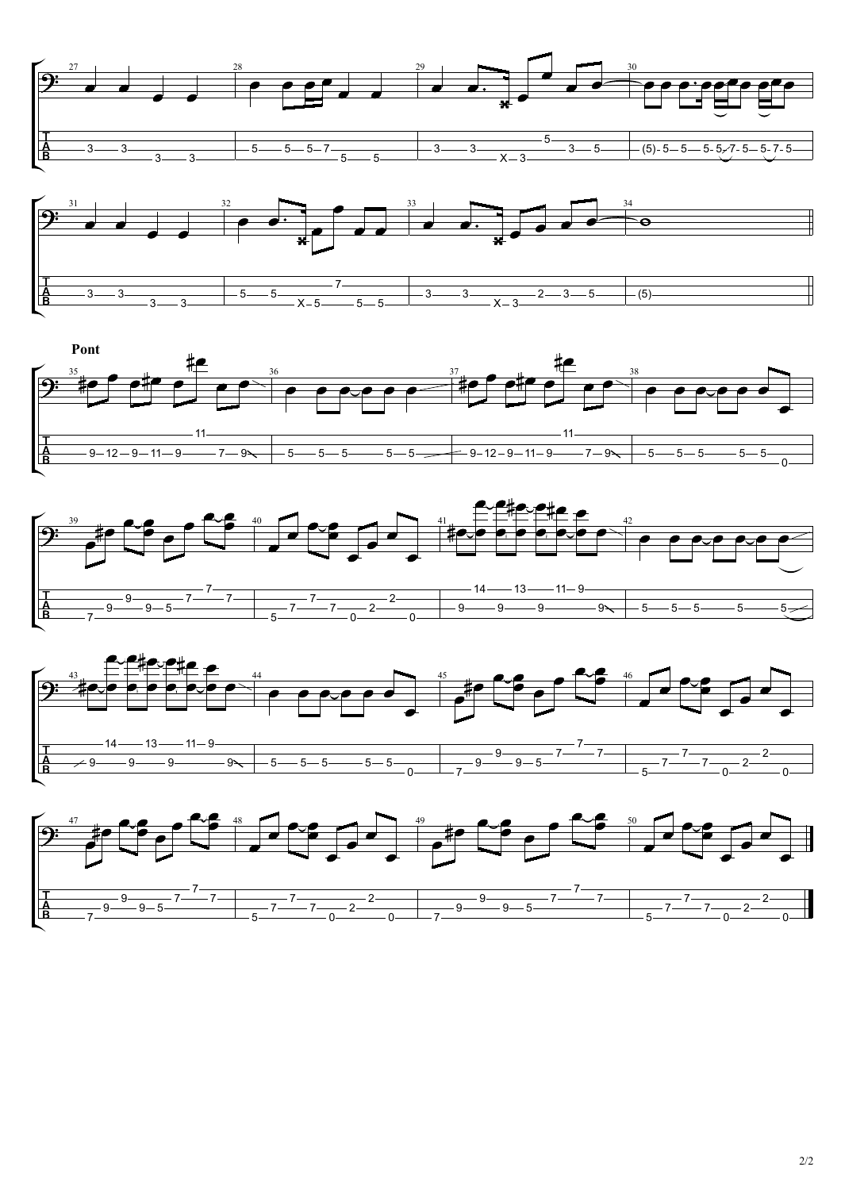**Pont**